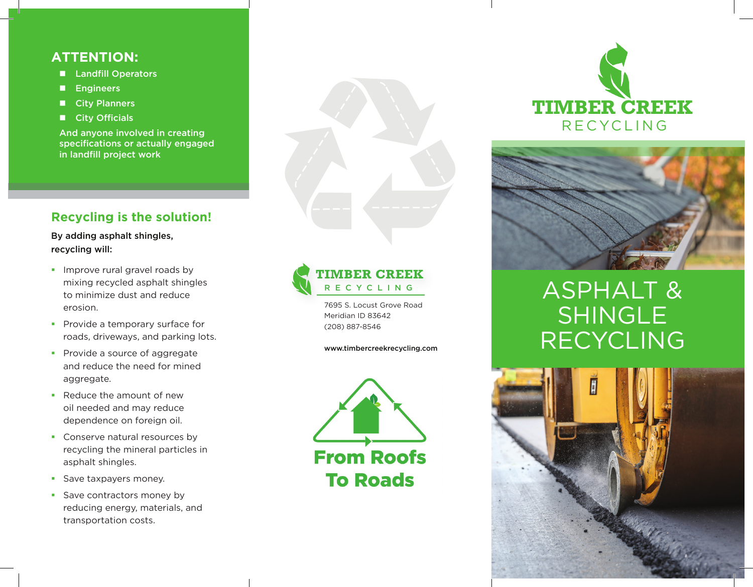## ATTENTION:

- Landfill Operators
- Engineers
- City Planners
- City Officials

And anyone involved in creating specifications or actually engaged in landfill project work

## Recycling is the solution!

**By adding asphalt shingles, recycling will:**

- Improve rural gravel roads by mixing recycled asphalt shingles to minimize dust and reduce erosion.
- Provide a temporary surface for roads, driveways, and parking lots.
- Provide a source of aggregate and reduce the need for mined aggregate.
- Reduce the amount of new oil needed and may reduce dependence on foreign oil.
- Conserve natural resources by recycling the mineral particles in asphalt shingles.
- Save taxpayers money.
- Save contractors money by reducing energy, materials, and transportation costs.

**TIMBER CREEK**
RECYCLING

7695 S. Locust Grove Road
Meridian ID 83642
(208) 887-8546

www.timbercreekrecycling.com

**From Roofs To Roads**

**TIMBER CREEK**
RECYCLING

# ASPHALT & SHINGLE RECYCLING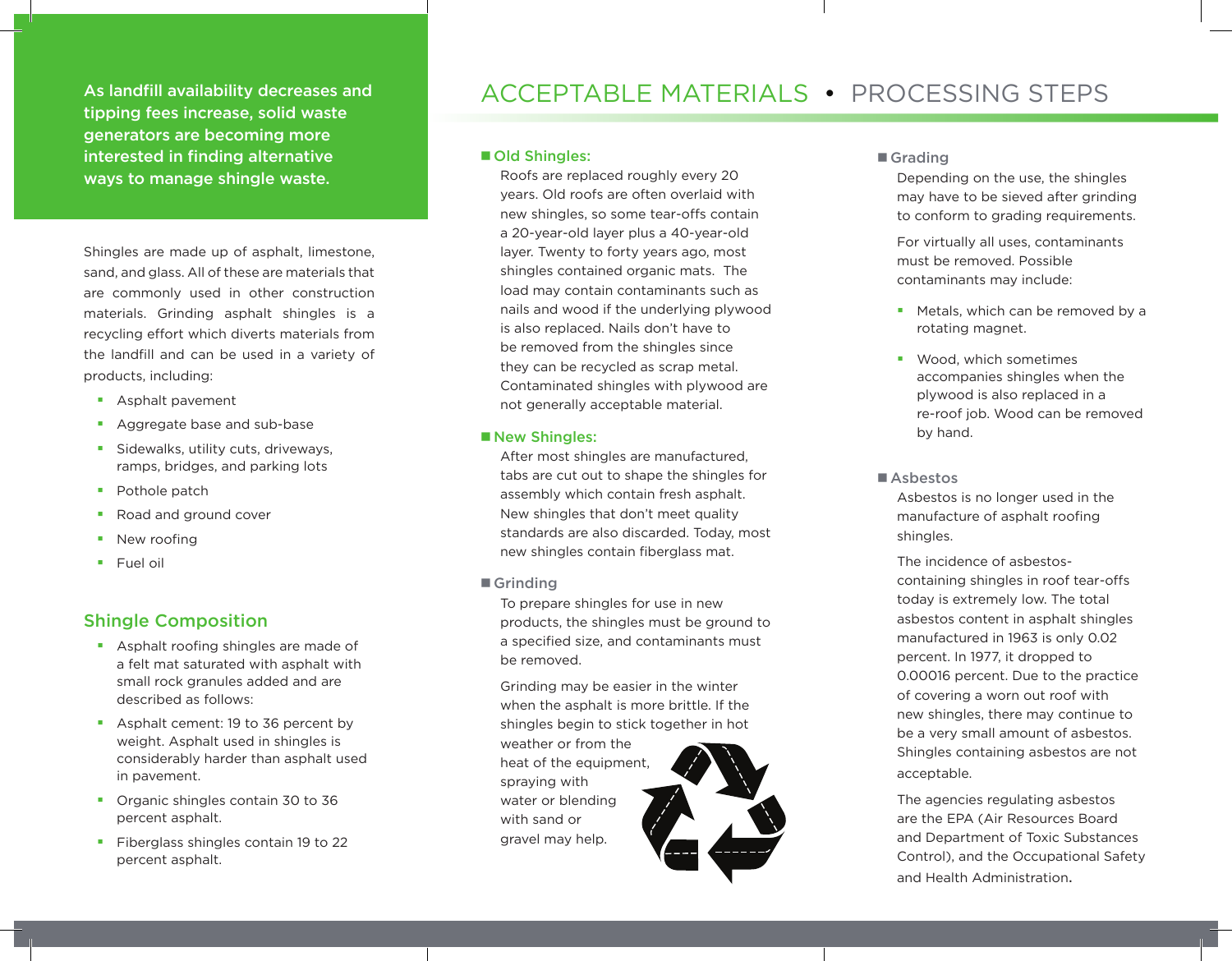As landfill availability decreases and tipping fees increase, solid waste generators are becoming more interested in finding alternative ways to manage shingle waste.

Shingles are made up of asphalt, limestone, sand, and glass. All of these are materials that are commonly used in other construction materials. Grinding asphalt shingles is a recycling effort which diverts materials from the landfill and can be used in a variety of products, including:

- Asphalt pavement
- Aggregate base and sub-base
- Sidewalks, utility cuts, driveways, ramps, bridges, and parking lots
- Pothole patch
- Road and ground cover
- New roofing
- Fuel oil

## Shingle Composition

- Asphalt roofing shingles are made of a felt mat saturated with asphalt with small rock granules added and are described as follows:
- Asphalt cement: 19 to 36 percent by weight. Asphalt used in shingles is considerably harder than asphalt used in pavement.
- Organic shingles contain 30 to 36 percent asphalt.
- Fiberglass shingles contain 19 to 22 percent asphalt.

# ACCEPTABLE MATERIALS • PROCESSING STEPS

### Old Shingles:

Roofs are replaced roughly every 20 years. Old roofs are often overlaid with new shingles, so some tear-offs contain a 20-year-old layer plus a 40-year-old layer. Twenty to forty years ago, most shingles contained organic mats. The load may contain contaminants such as nails and wood if the underlying plywood is also replaced. Nails don't have to be removed from the shingles since they can be recycled as scrap metal. Contaminated shingles with plywood are not generally acceptable material.

### New Shingles:

After most shingles are manufactured, tabs are cut out to shape the shingles for assembly which contain fresh asphalt. New shingles that don't meet quality standards are also discarded. Today, most new shingles contain fiberglass mat.

### Grinding

To prepare shingles for use in new products, the shingles must be ground to a specified size, and contaminants must be removed.

Grinding may be easier in the winter when the asphalt is more brittle. If the shingles begin to stick together in hot weather or from the heat of the equipment, spraying with water or blending with sand or gravel may help.

### Grading

Depending on the use, the shingles may have to be sieved after grinding to conform to grading requirements.

For virtually all uses, contaminants must be removed. Possible contaminants may include:

- Metals, which can be removed by a rotating magnet.
- Wood, which sometimes accompanies shingles when the plywood is also replaced in a re-roof job. Wood can be removed by hand.

### Asbestos

Asbestos is no longer used in the manufacture of asphalt roofing shingles.

The incidence of asbestos-containing shingles in roof tear-offs today is extremely low. The total asbestos content in asphalt shingles manufactured in 1963 is only 0.02 percent. In 1977, it dropped to 0.00016 percent. Due to the practice of covering a worn out roof with new shingles, there may continue to be a very small amount of asbestos. Shingles containing asbestos are not acceptable.

The agencies regulating asbestos are the EPA (Air Resources Board and Department of Toxic Substances Control), and the Occupational Safety and Health Administration.